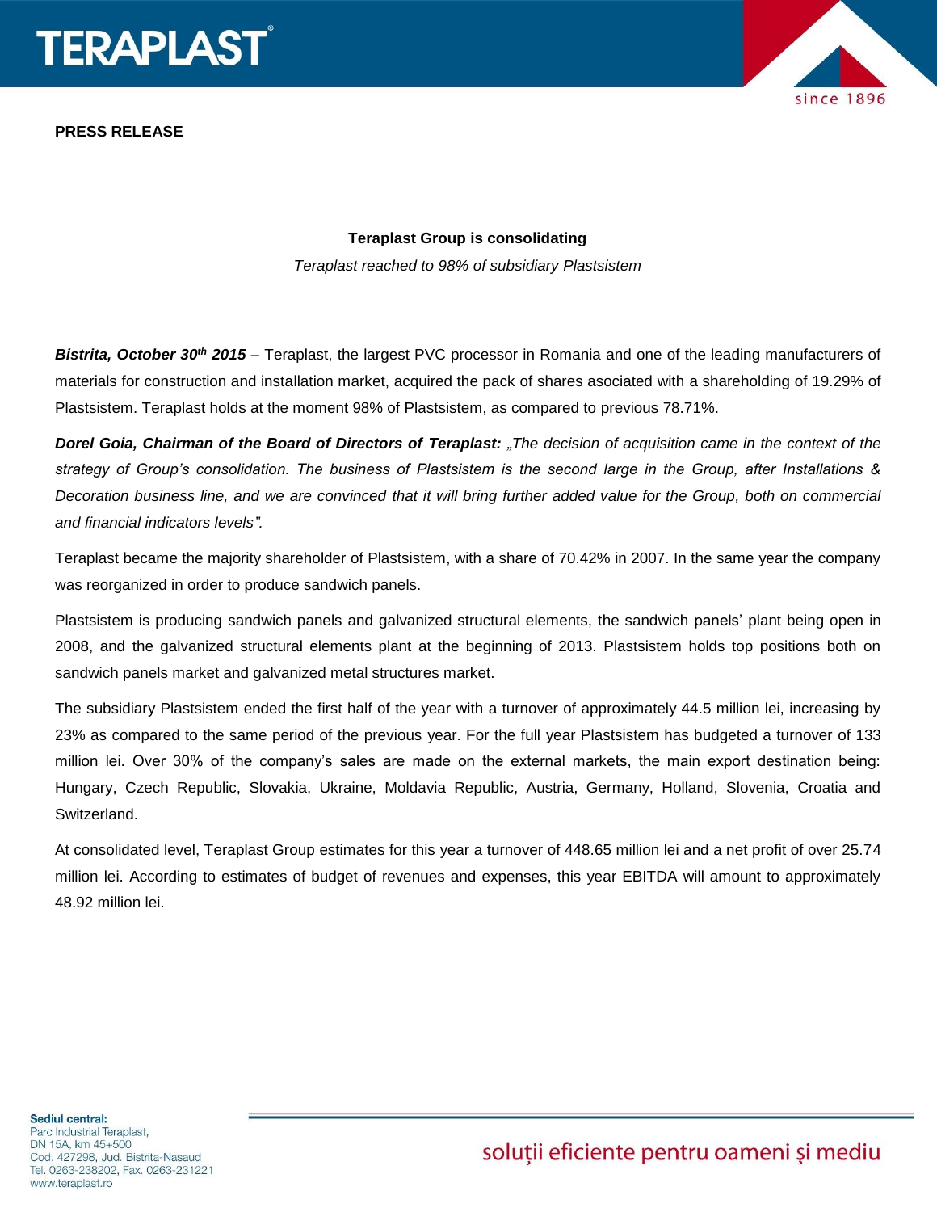**PRESS RELEASE**

**Teraplast Group is consolidating**

*Teraplast reached to 98% of subsidiary Plastsistem*

***Bistrita, October 30th 2015*** – Teraplast, the largest PVC processor in Romania and one of the leading manufacturers of materials for construction and installation market, acquired the pack of shares asociated with a shareholding of 19.29% of Plastsistem. Teraplast holds at the moment 98% of Plastsistem, as compared to previous 78.71%.

***Dorel Goia, Chairman of the Board of Directors of Teraplast:*** *„The decision of acquisition came in the context of the strategy of Group's consolidation. The business of Plastsistem is the second large in the Group, after Installations & Decoration business line, and we are convinced that it will bring further added value for the Group, both on commercial and financial indicators levels".*

Teraplast became the majority shareholder of Plastsistem, with a share of 70.42% in 2007. In the same year the company was reorganized in order to produce sandwich panels.

Plastsistem is producing sandwich panels and galvanized structural elements, the sandwich panels' plant being open in 2008, and the galvanized structural elements plant at the beginning of 2013. Plastsistem holds top positions both on sandwich panels market and galvanized metal structures market.

The subsidiary Plastsistem ended the first half of the year with a turnover of approximately 44.5 million lei, increasing by 23% as compared to the same period of the previous year. For the full year Plastsistem has budgeted a turnover of 133 million lei. Over 30% of the company's sales are made on the external markets, the main export destination being: Hungary, Czech Republic, Slovakia, Ukraine, Moldavia Republic, Austria, Germany, Holland, Slovenia, Croatia and Switzerland.

At consolidated level, Teraplast Group estimates for this year a turnover of 448.65 million lei and a net profit of over 25.74 million lei. According to estimates of budget of revenues and expenses, this year EBITDA will amount to approximately 48.92 million lei.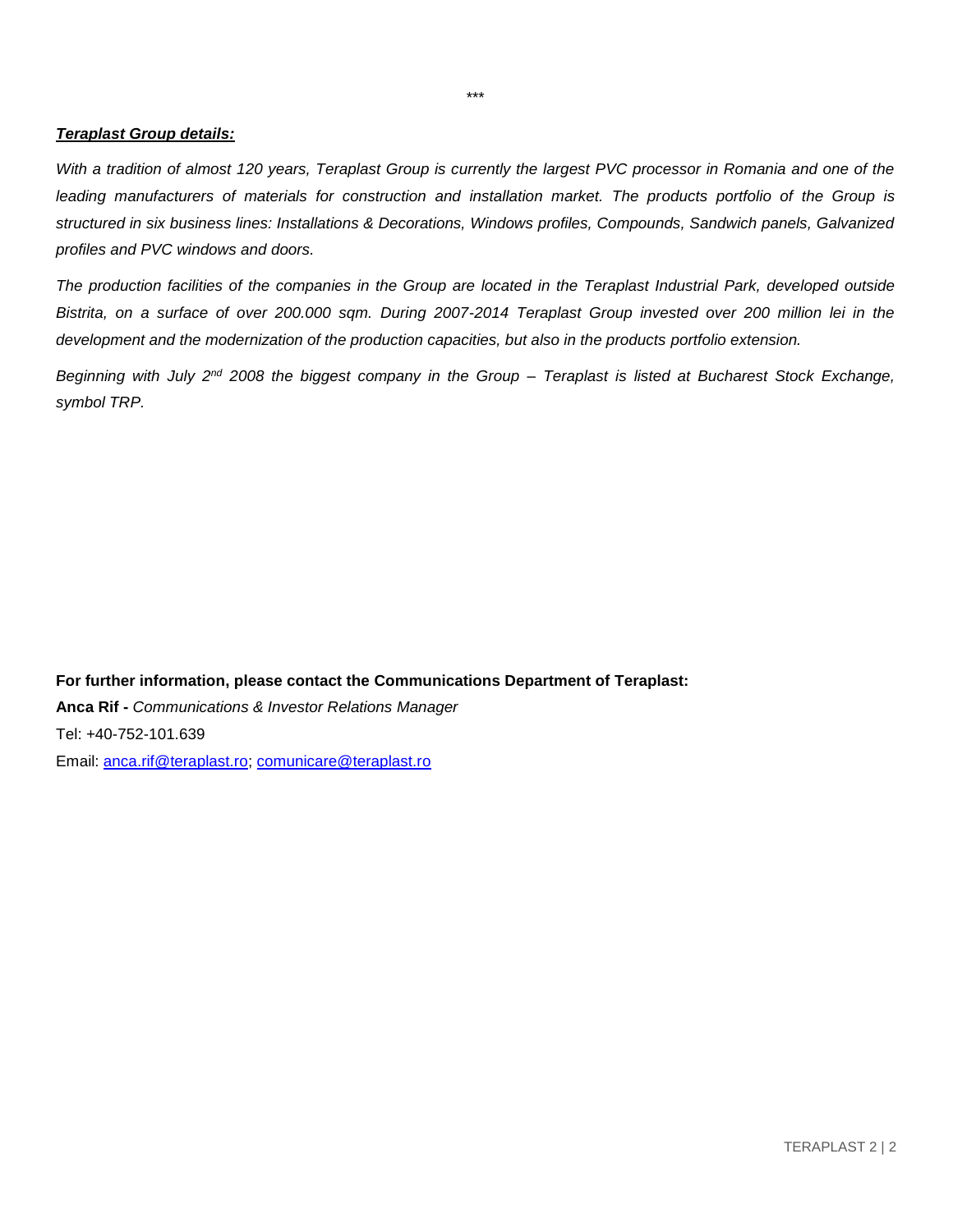\*\*\*

***Teraplast Group details:***

*With a tradition of almost 120 years, Teraplast Group is currently the largest PVC processor in Romania and one of the leading manufacturers of materials for construction and installation market. The products portfolio of the Group is structured in six business lines: Installations & Decorations, Windows profiles, Compounds, Sandwich panels, Galvanized profiles and PVC windows and doors.*

*The production facilities of the companies in the Group are located in the Teraplast Industrial Park, developed outside Bistrita, on a surface of over 200.000 sqm. During 2007-2014 Teraplast Group invested over 200 million lei in the development and the modernization of the production capacities, but also in the products portfolio extension.*

*Beginning with July 2nd 2008 the biggest company in the Group – Teraplast is listed at Bucharest Stock Exchange, symbol TRP.*

**For further information, please contact the Communications Department of Teraplast:**

**Anca Rif -** *Communications & Investor Relations Manager*

Tel: +40-752-101.639

Email: anca.rif@teraplast.ro; comunicare@teraplast.ro